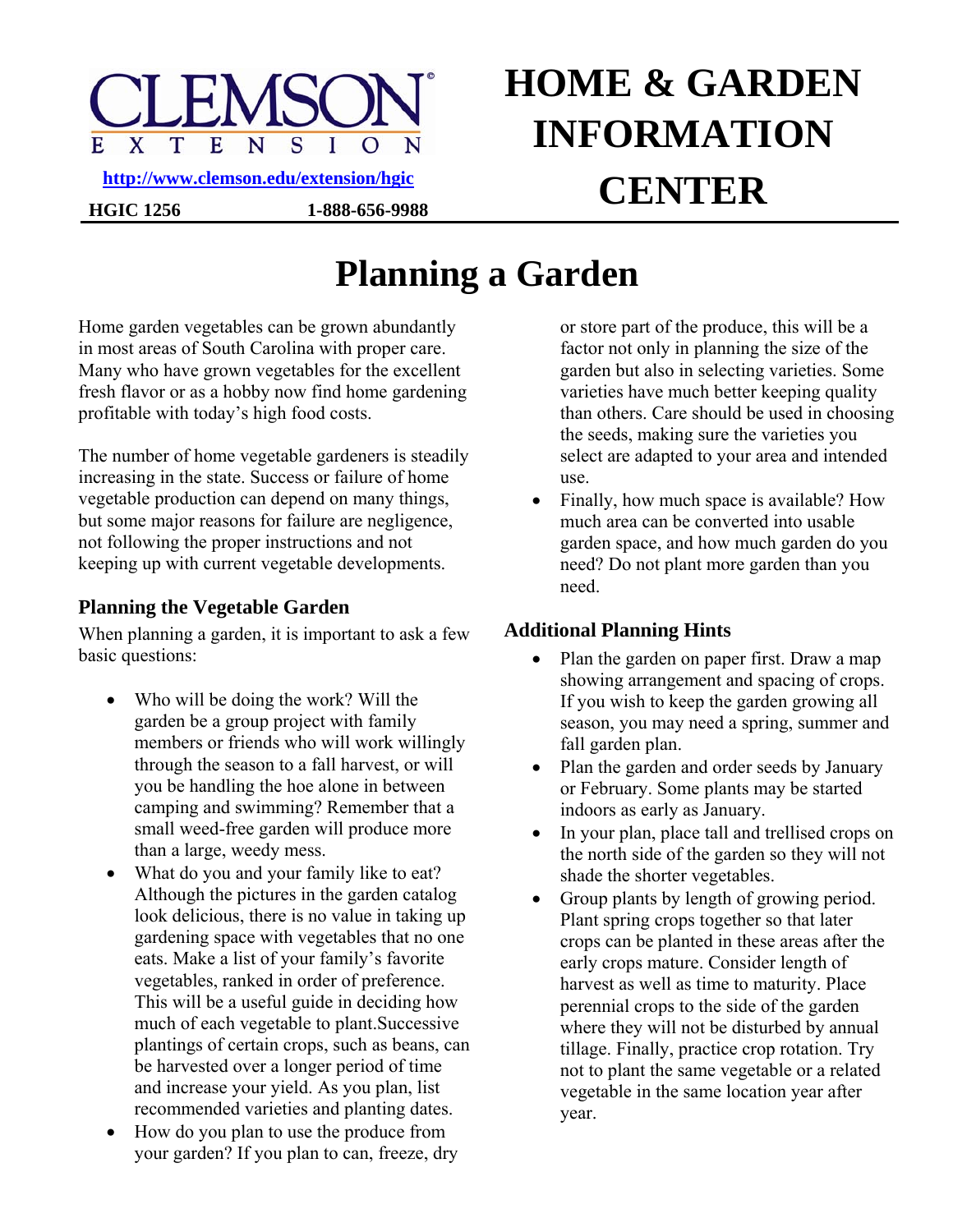HOME & GARDEN INFORMATION CENTER

http://www.clemson.edu/extension/hgic

HGIC 1256 1-888-656-9988

# Planning a Garden

Home garden vegetables can be grown abundantly in most areas of South Carolina with proper care. Many who have grown vegetables for the excellent fresh flavor or as a hobby now find home gardening profitable with today's high food costs.

The number of home vegetable gardeners is steadily increasing in the state. Success or failure of home vegetable production can depend on many things, but some major reasons for failure are negligence, not following the proper instructions and not keeping up with current vegetable developments.

### Planning the Vegetable Garden

When planning a garden, it is important to ask a few basic questions:

- Who will be doing the work? Will the garden be a group project with family members or friends who will work willingly through the season to a fall harvest, or will you be handling the hoe alone in between camping and swimming? Remember that a small weed-free garden will produce more than a large, weedy mess.
- What do you and your family like to eat? Although the pictures in the garden catalog look delicious, there is no value in taking up gardening space with vegetables that no one eats. Make a list of your family's favorite vegetables, ranked in order of preference. This will be a useful guide in deciding how much of each vegetable to plant.Successive plantings of certain crops, such as beans, can be harvested over a longer period of time and increase your yield. As you plan, list recommended varieties and planting dates.
- How do you plan to use the produce from your garden? If you plan to can, freeze, dry or store part of the produce, this will be a factor not only in planning the size of the garden but also in selecting varieties. Some varieties have much better keeping quality than others. Care should be used in choosing the seeds, making sure the varieties you select are adapted to your area and intended use.
- Finally, how much space is available? How much area can be converted into usable garden space, and how much garden do you need? Do not plant more garden than you need.

### Additional Planning Hints

- Plan the garden on paper first. Draw a map showing arrangement and spacing of crops. If you wish to keep the garden growing all season, you may need a spring, summer and fall garden plan.
- Plan the garden and order seeds by January or February. Some plants may be started indoors as early as January.
- In your plan, place tall and trellised crops on the north side of the garden so they will not shade the shorter vegetables.
- Group plants by length of growing period. Plant spring crops together so that later crops can be planted in these areas after the early crops mature. Consider length of harvest as well as time to maturity. Place perennial crops to the side of the garden where they will not be disturbed by annual tillage. Finally, practice crop rotation. Try not to plant the same vegetable or a related vegetable in the same location year after year.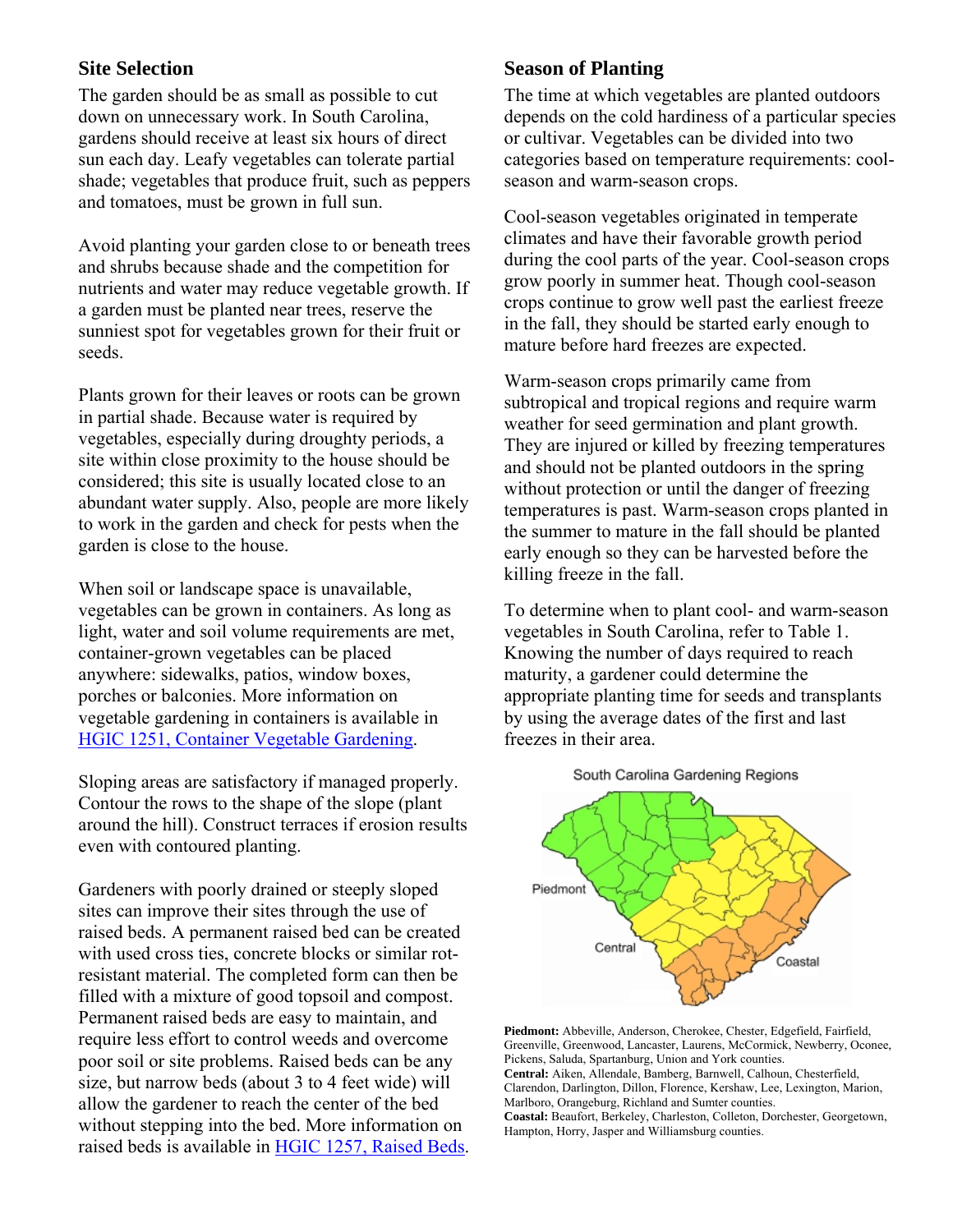## Site Selection

The garden should be as small as possible to cut down on unnecessary work. In South Carolina, gardens should receive at least six hours of direct sun each day. Leafy vegetables can tolerate partial shade; vegetables that produce fruit, such as peppers and tomatoes, must be grown in full sun.

Avoid planting your garden close to or beneath trees and shrubs because shade and the competition for nutrients and water may reduce vegetable growth. If a garden must be planted near trees, reserve the sunniest spot for vegetables grown for their fruit or seeds.

Plants grown for their leaves or roots can be grown in partial shade. Because water is required by vegetables, especially during droughty periods, a site within close proximity to the house should be considered; this site is usually located close to an abundant water supply. Also, people are more likely to work in the garden and check for pests when the garden is close to the house.

When soil or landscape space is unavailable, vegetables can be grown in containers. As long as light, water and soil volume requirements are met, container-grown vegetables can be placed anywhere: sidewalks, patios, window boxes, porches or balconies. More information on vegetable gardening in containers is available in HGIC 1251, Container Vegetable Gardening.

Sloping areas are satisfactory if managed properly. Contour the rows to the shape of the slope (plant around the hill). Construct terraces if erosion results even with contoured planting.

Gardeners with poorly drained or steeply sloped sites can improve their sites through the use of raised beds. A permanent raised bed can be created with used cross ties, concrete blocks or similar rot-resistant material. The completed form can then be filled with a mixture of good topsoil and compost. Permanent raised beds are easy to maintain, and require less effort to control weeds and overcome poor soil or site problems. Raised beds can be any size, but narrow beds (about 3 to 4 feet wide) will allow the gardener to reach the center of the bed without stepping into the bed. More information on raised beds is available in HGIC 1257, Raised Beds.

## Season of Planting

The time at which vegetables are planted outdoors depends on the cold hardiness of a particular species or cultivar. Vegetables can be divided into two categories based on temperature requirements: cool-season and warm-season crops.

Cool-season vegetables originated in temperate climates and have their favorable growth period during the cool parts of the year. Cool-season crops grow poorly in summer heat. Though cool-season crops continue to grow well past the earliest freeze in the fall, they should be started early enough to mature before hard freezes are expected.

Warm-season crops primarily came from subtropical and tropical regions and require warm weather for seed germination and plant growth. They are injured or killed by freezing temperatures and should not be planted outdoors in the spring without protection or until the danger of freezing temperatures is past. Warm-season crops planted in the summer to mature in the fall should be planted early enough so they can be harvested before the killing freeze in the fall.

To determine when to plant cool- and warm-season vegetables in South Carolina, refer to Table 1. Knowing the number of days required to reach maturity, a gardener could determine the appropriate planting time for seeds and transplants by using the average dates of the first and last freezes in their area.

South Carolina Gardening Regions

**Piedmont:** Abbeville, Anderson, Cherokee, Chester, Edgefield, Fairfield, Greenville, Greenwood, Lancaster, Laurens, McCormick, Newberry, Oconee, Pickens, Saluda, Spartanburg, Union and York counties.
**Central:** Aiken, Allendale, Bamberg, Barnwell, Calhoun, Chesterfield, Clarendon, Darlington, Dillon, Florence, Kershaw, Lee, Lexington, Marion, Marlboro, Orangeburg, Richland and Sumter counties.
**Coastal:** Beaufort, Berkeley, Charleston, Colleton, Dorchester, Georgetown, Hampton, Horry, Jasper and Williamsburg counties.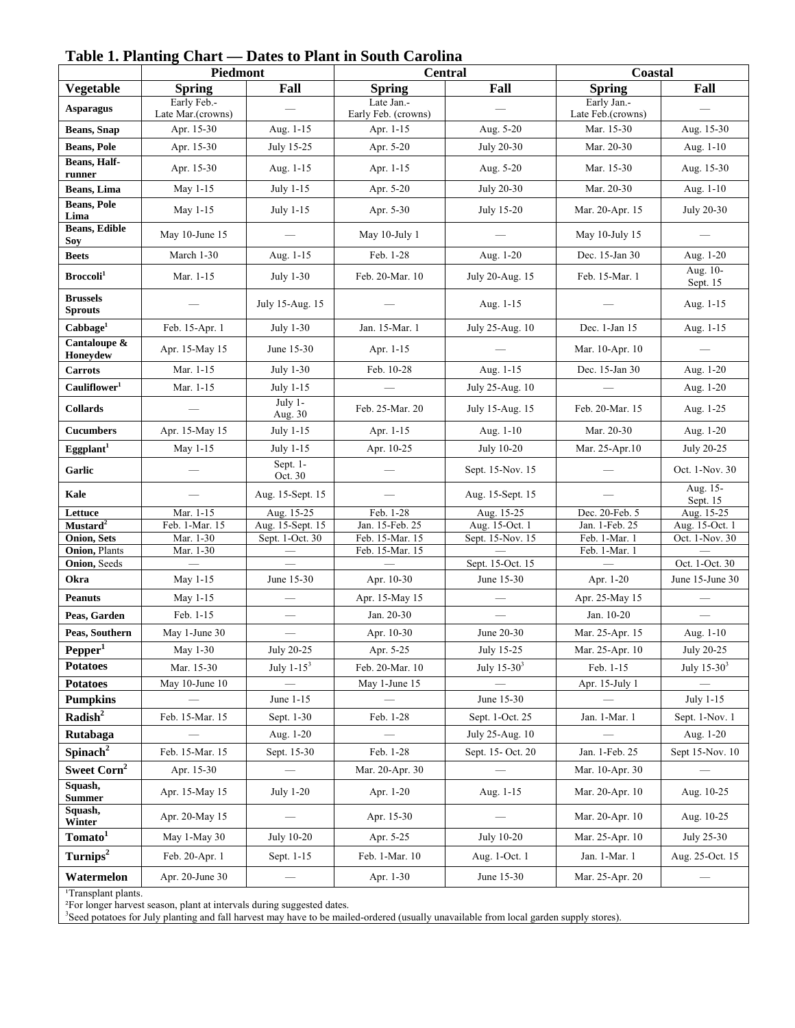## Table 1. Planting Chart — Dates to Plant in South Carolina

| | Piedmont | | Central | | Coastal | |
|---|---|---|---|---|---|---|
| **Vegetable** | **Spring** | **Fall** | **Spring** | **Fall** | **Spring** | **Fall** |
| **Asparagus** | Early Feb.-Late Mar.(crowns) | — | Late Jan.-Early Feb. (crowns) | — | Early Jan.-Late Feb.(crowns) | — |
| **Beans, Snap** | Apr. 15-30 | Aug. 1-15 | Apr. 1-15 | Aug. 5-20 | Mar. 15-30 | Aug. 15-30 |
| **Beans, Pole** | Apr. 15-30 | July 15-25 | Apr. 5-20 | July 20-30 | Mar. 20-30 | Aug. 1-10 |
| **Beans, Half-runner** | Apr. 15-30 | Aug. 1-15 | Apr. 1-15 | Aug. 5-20 | Mar. 15-30 | Aug. 15-30 |
| **Beans, Lima** | May 1-15 | July 1-15 | Apr. 5-20 | July 20-30 | Mar. 20-30 | Aug. 1-10 |
| **Beans, Pole Lima** | May 1-15 | July 1-15 | Apr. 5-30 | July 15-20 | Mar. 20-Apr. 15 | July 20-30 |
| **Beans, Edible Soy** | May 10-June 15 | — | May 10-July 1 | — | May 10-July 15 | — |
| **Beets** | March 1-30 | Aug. 1-15 | Feb. 1-28 | Aug. 1-20 | Dec. 15-Jan 30 | Aug. 1-20 |
| **Broccoli**[1] | Mar. 1-15 | July 1-30 | Feb. 20-Mar. 10 | July 20-Aug. 15 | Feb. 15-Mar. 1 | Aug. 10-Sept. 15 |
| **Brussels Sprouts** | — | July 15-Aug. 15 | — | Aug. 1-15 | — | Aug. 1-15 |
| **Cabbage**[1] | Feb. 15-Apr. 1 | July 1-30 | Jan. 15-Mar. 1 | July 25-Aug. 10 | Dec. 1-Jan 15 | Aug. 1-15 |
| **Cantaloupe & Honeydew** | Apr. 15-May 15 | June 15-30 | Apr. 1-15 | — | Mar. 10-Apr. 10 | — |
| **Carrots** | Mar. 1-15 | July 1-30 | Feb. 10-28 | Aug. 1-15 | Dec. 15-Jan 30 | Aug. 1-20 |
| **Cauliflower**[1] | Mar. 1-15 | July 1-15 | — | July 25-Aug. 10 | — | Aug. 1-20 |
| **Collards** | — | July 1-Aug. 30 | Feb. 25-Mar. 20 | July 15-Aug. 15 | Feb. 20-Mar. 15 | Aug. 1-25 |
| **Cucumbers** | Apr. 15-May 15 | July 1-15 | Apr. 1-15 | Aug. 1-10 | Mar. 20-30 | Aug. 1-20 |
| **Eggplant**[1] | May 1-15 | July 1-15 | Apr. 10-25 | July 10-20 | Mar. 25-Apr.10 | July 20-25 |
| **Garlic** | — | Sept. 1-Oct. 30 | — | Sept. 15-Nov. 15 | — | Oct. 1-Nov. 30 |
| **Kale** | — | Aug. 15-Sept. 15 | — | Aug. 15-Sept. 15 | — | Aug. 15-Sept. 15 |
| **Lettuce** | Mar. 1-15 | Aug. 15-25 | Feb. 1-28 | Aug. 15-25 | Dec. 20-Feb. 5 | Aug. 15-25 |
| **Mustard**[2] | Feb. 1-Mar. 15 | Aug. 15-Sept. 15 | Jan. 15-Feb. 25 | Aug. 15-Oct. 1 | Jan. 1-Feb. 25 | Aug. 15-Oct. 1 |
| **Onion,** Sets | Mar. 1-30 | Sept. 1-Oct. 30 | Feb. 15-Mar. 15 | Sept. 15-Nov. 15 | Feb. 1-Mar. 1 | Oct. 1-Nov. 30 |
| **Onion,** Plants | Mar. 1-30 | — | Feb. 15-Mar. 15 | — | Feb. 1-Mar. 1 | — |
| **Onion,** Seeds | — | — | — | Sept. 15-Oct. 15 | — | Oct. 1-Oct. 30 |
| **Okra** | May 1-15 | June 15-30 | Apr. 10-30 | June 15-30 | Apr. 1-20 | June 15-June 30 |
| **Peanuts** | May 1-15 | — | Apr. 15-May 15 | — | Apr. 25-May 15 | — |
| **Peas, Garden** | Feb. 1-15 | — | Jan. 20-30 | — | Jan. 10-20 | — |
| **Peas, Southern** | May 1-June 30 | — | Apr. 10-30 | June 20-30 | Mar. 25-Apr. 15 | Aug. 1-10 |
| **Pepper**[1] | May 1-30 | July 20-25 | Apr. 5-25 | July 15-25 | Mar. 25-Apr. 10 | July 20-25 |
| **Potatoes** | Mar. 15-30 | July 1-15[3] | Feb. 20-Mar. 10 | July 15-30[3] | Feb. 1-15 | July 15-30[3] |
| **Potatoes** | May 10-June 10 | — | May 1-June 15 | — | Apr. 15-July 1 | — |
| **Pumpkins** | — | June 1-15 | — | June 15-30 | — | July 1-15 |
| **Radish**[2] | Feb. 15-Mar. 15 | Sept. 1-30 | Feb. 1-28 | Sept. 1-Oct. 25 | Jan. 1-Mar. 1 | Sept. 1-Nov. 1 |
| **Rutabaga** | — | Aug. 1-20 | — | July 25-Aug. 10 | — | Aug. 1-20 |
| **Spinach**[2] | Feb. 15-Mar. 15 | Sept. 15-30 | Feb. 1-28 | Sept. 15- Oct. 20 | Jan. 1-Feb. 25 | Sept 15-Nov. 10 |
| **Sweet Corn**[2] | Apr. 15-30 | — | Mar. 20-Apr. 30 | — | Mar. 10-Apr. 30 | — |
| **Squash, Summer** | Apr. 15-May 15 | July 1-20 | Apr. 1-20 | Aug. 1-15 | Mar. 20-Apr. 10 | Aug. 10-25 |
| **Squash, Winter** | Apr. 20-May 15 | — | Apr. 15-30 | — | Mar. 20-Apr. 10 | Aug. 10-25 |
| **Tomato**[1] | May 1-May 30 | July 10-20 | Apr. 5-25 | July 10-20 | Mar. 25-Apr. 10 | July 25-30 |
| **Turnips**[2] | Feb. 20-Apr. 1 | Sept. 1-15 | Feb. 1-Mar. 10 | Aug. 1-Oct. 1 | Jan. 1-Mar. 1 | Aug. 25-Oct. 15 |
| **Watermelon** | Apr. 20-June 30 | — | Apr. 1-30 | June 15-30 | Mar. 25-Apr. 20 | — |

[1]Transplant plants.
[2]For longer harvest season, plant at intervals during suggested dates.
[3]Seed potatoes for July planting and fall harvest may have to be mailed-ordered (usually unavailable from local garden supply stores).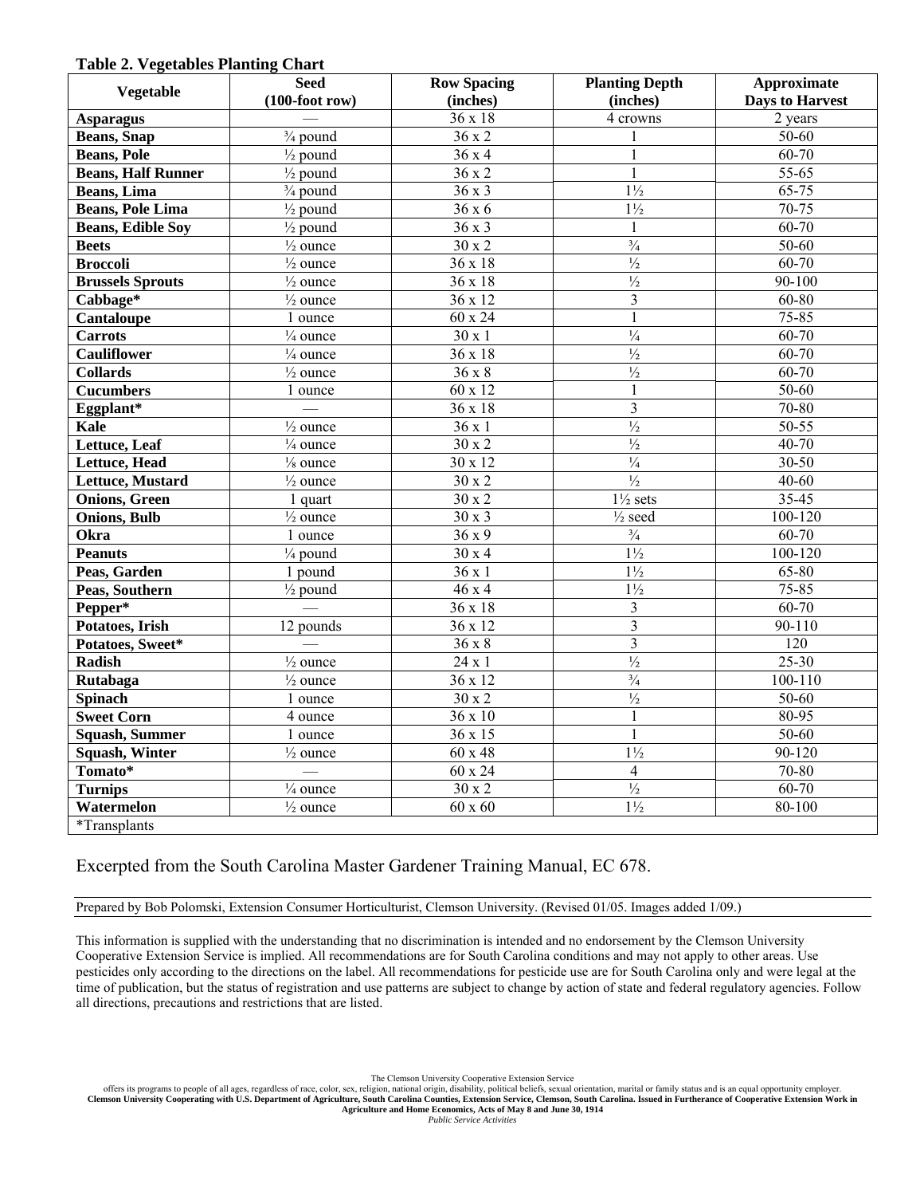**Table 2. Vegetables Planting Chart**

| Vegetable | Seed (100-foot row) | Row Spacing (inches) | Planting Depth (inches) | Approximate Days to Harvest |
|---|---|---|---|---|
| **Asparagus** | — | 36 x 18 | 4 crowns | 2 years |
| **Beans, Snap** | ¾ pound | 36 x 2 | 1 | 50-60 |
| **Beans, Pole** | ½ pound | 36 x 4 | 1 | 60-70 |
| **Beans, Half Runner** | ½ pound | 36 x 2 | 1 | 55-65 |
| **Beans, Lima** | ¾ pound | 36 x 3 | 1½ | 65-75 |
| **Beans, Pole Lima** | ½ pound | 36 x 6 | 1½ | 70-75 |
| **Beans, Edible Soy** | ½ pound | 36 x 3 | 1 | 60-70 |
| **Beets** | ½ ounce | 30 x 2 | ¾ | 50-60 |
| **Broccoli** | ½ ounce | 36 x 18 | ½ | 60-70 |
| **Brussels Sprouts** | ½ ounce | 36 x 18 | ½ | 90-100 |
| **Cabbage*** | ½ ounce | 36 x 12 | 3 | 60-80 |
| **Cantaloupe** | 1 ounce | 60 x 24 | 1 | 75-85 |
| **Carrots** | ¼ ounce | 30 x 1 | ¼ | 60-70 |
| **Cauliflower** | ¼ ounce | 36 x 18 | ½ | 60-70 |
| **Collards** | ½ ounce | 36 x 8 | ½ | 60-70 |
| **Cucumbers** | 1 ounce | 60 x 12 | 1 | 50-60 |
| **Eggplant*** | — | 36 x 18 | 3 | 70-80 |
| **Kale** | ½ ounce | 36 x 1 | ½ | 50-55 |
| **Lettuce, Leaf** | ¼ ounce | 30 x 2 | ½ | 40-70 |
| **Lettuce, Head** | ⅛ ounce | 30 x 12 | ¼ | 30-50 |
| **Lettuce, Mustard** | ½ ounce | 30 x 2 | ½ | 40-60 |
| **Onions, Green** | 1 quart | 30 x 2 | 1½ sets | 35-45 |
| **Onions, Bulb** | ½ ounce | 30 x 3 | ½ seed | 100-120 |
| **Okra** | 1 ounce | 36 x 9 | ¾ | 60-70 |
| **Peanuts** | ¼ pound | 30 x 4 | 1½ | 100-120 |
| **Peas, Garden** | 1 pound | 36 x 1 | 1½ | 65-80 |
| **Peas, Southern** | ½ pound | 46 x 4 | 1½ | 75-85 |
| **Pepper*** | — | 36 x 18 | 3 | 60-70 |
| **Potatoes, Irish** | 12 pounds | 36 x 12 | 3 | 90-110 |
| **Potatoes, Sweet*** | — | 36 x 8 | 3 | 120 |
| **Radish** | ½ ounce | 24 x 1 | ½ | 25-30 |
| **Rutabaga** | ½ ounce | 36 x 12 | ¾ | 100-110 |
| **Spinach** | 1 ounce | 30 x 2 | ½ | 50-60 |
| **Sweet Corn** | 4 ounce | 36 x 10 | 1 | 80-95 |
| **Squash, Summer** | 1 ounce | 36 x 15 | 1 | 50-60 |
| **Squash, Winter** | ½ ounce | 60 x 48 | 1½ | 90-120 |
| **Tomato*** | — | 60 x 24 | 4 | 70-80 |
| **Turnips** | ¼ ounce | 30 x 2 | ½ | 60-70 |
| **Watermelon** | ½ ounce | 60 x 60 | 1½ | 80-100 |

*Transplants

Excerpted from the South Carolina Master Gardener Training Manual, EC 678.

Prepared by Bob Polomski, Extension Consumer Horticulturist, Clemson University. (Revised 01/05. Images added 1/09.)

This information is supplied with the understanding that no discrimination is intended and no endorsement by the Clemson University Cooperative Extension Service is implied. All recommendations are for South Carolina conditions and may not apply to other areas. Use pesticides only according to the directions on the label. All recommendations for pesticide use are for South Carolina only and were legal at the time of publication, but the status of registration and use patterns are subject to change by action of state and federal regulatory agencies. Follow all directions, precautions and restrictions that are listed.

The Clemson University Cooperative Extension Service
offers its programs to people of all ages, regardless of race, color, sex, religion, national origin, disability, political beliefs, sexual orientation, marital or family status and is an equal opportunity employer.
**Clemson University Cooperating with U.S. Department of Agriculture, South Carolina Counties, Extension Service, Clemson, South Carolina. Issued in Furtherance of Cooperative Extension Work in Agriculture and Home Economics, Acts of May 8 and June 30, 1914**
*Public Service Activities*